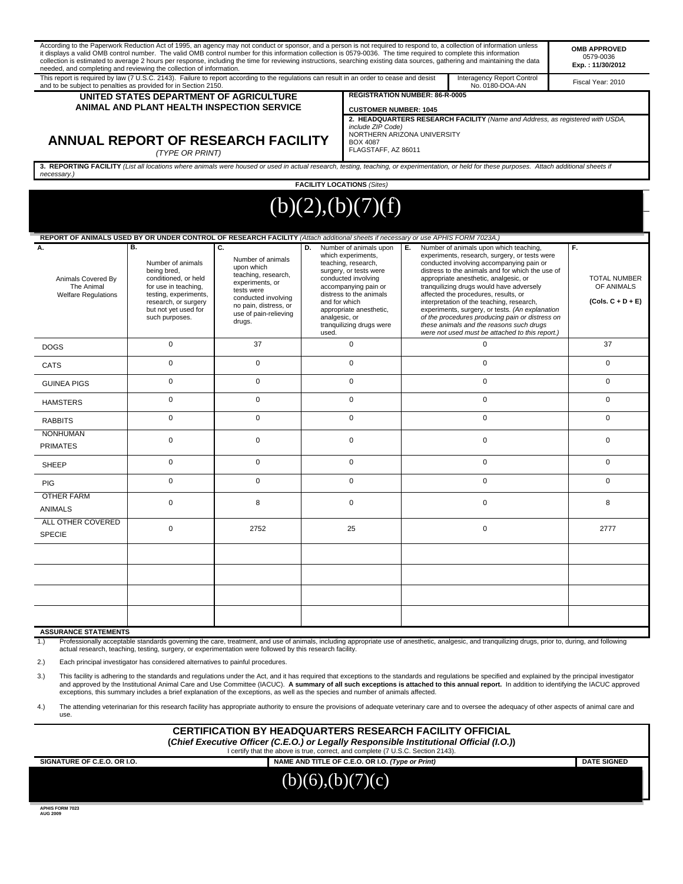According to the Paperwork Reduction Act of 1995, an agency may not conduct or sponsor, and a person is not required to respond to, a collection of information unless it displays a valid OMB control number. The valid OMB control number for this information collection is 0579-0036. The time required to complete this information collection is estimated to average 2 hours per response, including the time for reviewing instructions, searching existing data sources, gathering and maintaining the data needed, and completing and reviewing the collection of information.

**OMB APPROVED**
0579-0036
**Exp. : 11/30/2012**

This report is required by law (7 U.S.C. 2143). Failure to report according to the regulations can result in an order to cease and desist and to be subject to penalties as provided for in Section 2150.

Interagency Report Control No. 0180-DOA-AN

Fiscal Year: 2010

**UNITED STATES DEPARTMENT OF AGRICULTURE**
**ANIMAL AND PLANT HEALTH INSPECTION SERVICE**

# ANNUAL REPORT OF RESEARCH FACILITY

*(TYPE OR PRINT)*

**REGISTRATION NUMBER: 86-R-0005**

**CUSTOMER NUMBER: 1045**

**2. HEADQUARTERS RESEARCH FACILITY** *(Name and Address, as registered with USDA, include ZIP Code)*
NORTHERN ARIZONA UNIVERSITY
BOX 4087
FLAGSTAFF, AZ 86011

**3. REPORTING FACILITY** *(List all locations where animals were housed or used in actual research, testing, teaching, or experimentation, or held for these purposes. Attach additional sheets if necessary.)*

**FACILITY LOCATIONS** *(Sites)*

(b)(2),(b)(7)(f)

**REPORT OF ANIMALS USED BY OR UNDER CONTROL OF RESEARCH FACILITY** *(Attach additional sheets if necessary or use APHIS FORM 7023A.)*

| A. Animals Covered By The Animal Welfare Regulations | B. Number of animals being bred, conditioned, or held for use in teaching, testing, experiments, research, or surgery but not yet used for such purposes. | C. Number of animals upon which teaching, research, experiments, or tests were conducted involving no pain, distress, or use of pain-relieving drugs. | D. Number of animals upon which experiments, teaching, research, surgery, or tests were conducted involving accompanying pain or distress to the animals and for which appropriate anesthetic, analgesic, or tranquilizing drugs were used. | E. Number of animals upon which teaching, experiments, research, surgery, or tests were conducted involving accompanying pain or distress to the animals and for which the use of appropriate anesthetic, analgesic, or tranquilizing drugs would have adversely affected the procedures, results, or interpretation of the teaching, research, experiments, surgery, or tests. *(An explanation of the procedures producing pain or distress on these animals and the reasons such drugs were not used must be attached to this report.)* | F. TOTAL NUMBER OF ANIMALS (Cols. C + D + E) |
|---|---|---|---|---|---|
| DOGS | 0 | 37 | 0 | 0 | 37 |
| CATS | 0 | 0 | 0 | 0 | 0 |
| GUINEA PIGS | 0 | 0 | 0 | 0 | 0 |
| HAMSTERS | 0 | 0 | 0 | 0 | 0 |
| RABBITS | 0 | 0 | 0 | 0 | 0 |
| NONHUMAN PRIMATES | 0 | 0 | 0 | 0 | 0 |
| SHEEP | 0 | 0 | 0 | 0 | 0 |
| PIG | 0 | 0 | 0 | 0 | 0 |
| OTHER FARM ANIMALS | 0 | 8 | 0 | 0 | 8 |
| ALL OTHER COVERED SPECIE | 0 | 2752 | 25 | 0 | 2777 |
| | | | | | |
| | | | | | |
| | | | | | |
| | | | | | |

**ASSURANCE STATEMENTS**

1.) Professionally acceptable standards governing the care, treatment, and use of animals, including appropriate use of anesthetic, analgesic, and tranquilizing drugs, prior to, during, and following actual research, teaching, testing, surgery, or experimentation were followed by this research facility.

2.) Each principal investigator has considered alternatives to painful procedures.

3.) This facility is adhering to the standards and regulations under the Act, and it has required that exceptions to the standards and regulations be specified and explained by the principal investigator and approved by the Institutional Animal Care and Use Committee (IACUC). **A summary of all such exceptions is attached to this annual report.** In addition to identifying the IACUC approved exceptions, this summary includes a brief explanation of the exceptions, as well as the species and number of animals affected.

4.) The attending veterinarian for this research facility has appropriate authority to ensure the provisions of adequate veterinary care and to oversee the adequacy of other aspects of animal care and use.

**CERTIFICATION BY HEADQUARTERS RESEARCH FACILITY OFFICIAL**
**(*Chief Executive Officer (C.E.O.) or Legally Responsible Institutional Official (I.O.)*)**
I certify that the above is true, correct, and complete (7 U.S.C. Section 2143).

| SIGNATURE OF C.E.O. OR I.O. | NAME AND TITLE OF C.E.O. OR I.O. *(Type or Print)* | DATE SIGNED |
|---|---|---|
| (b)(6),(b)(7)(c) | | |

APHIS FORM 7023
AUG 2009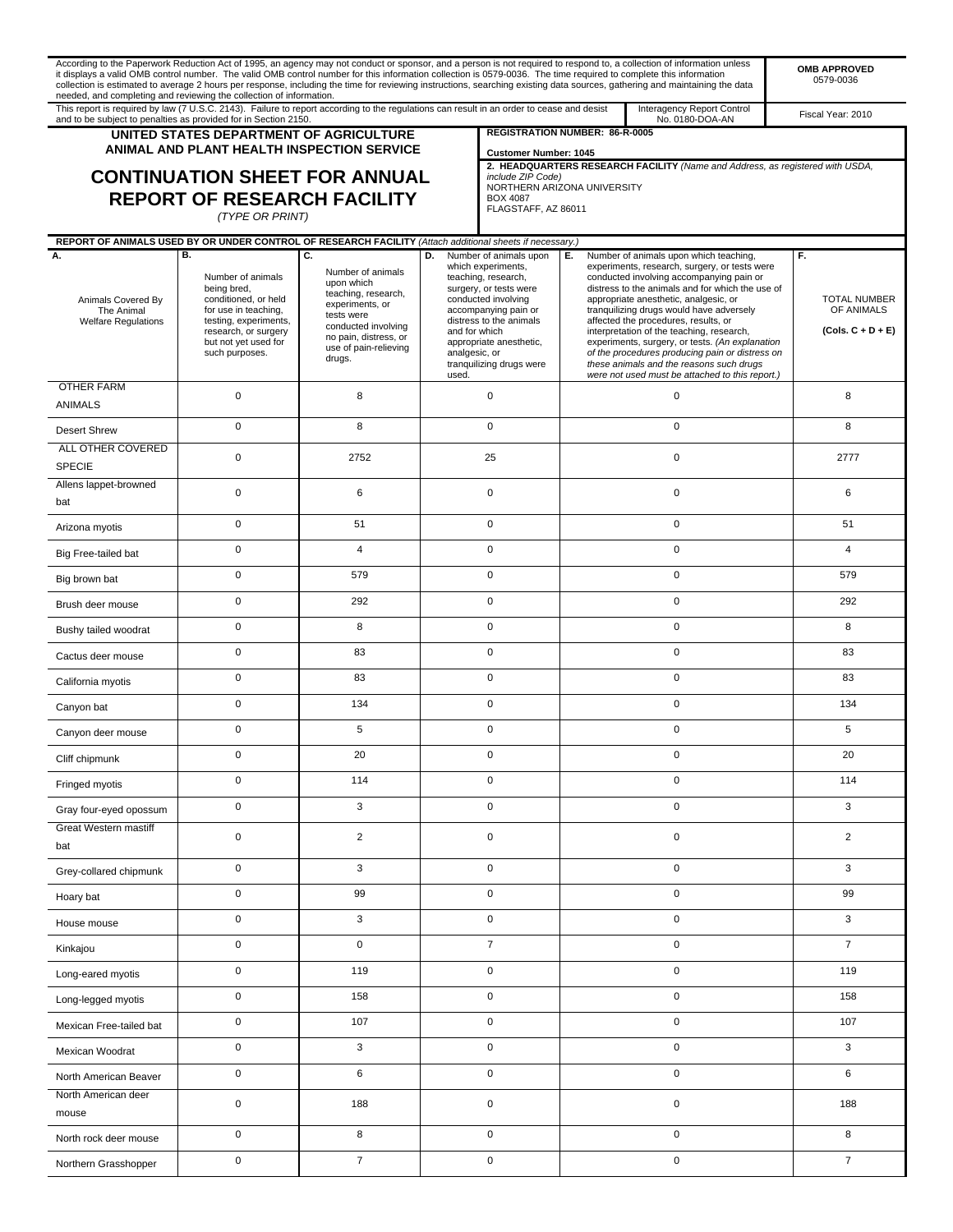| According to the Paperwork Reduction Act of 1995, an agency may not conduct or sponsor, and a person is not required to respond to, a collection of information unless it displays a valid OMB control number. The valid OMB control number for this information collection is 0579-0036. The time required to complete this information collection is estimated to average 2 hours per response, including the time for reviewing instructions, searching existing data sources, gathering and maintaining the data needed, and completing and reviewing the collection of information. | | **OMB APPROVED** 0579-0036 |
|---|---|---|
| This report is required by law (7 U.S.C. 2143). Failure to report according to the regulations can result in an order to cease and desist and to be subject to penalties as provided for in Section 2150. | Interagency Report Control No. 0180-DOA-AN | Fiscal Year: 2010 |

**UNITED STATES DEPARTMENT OF AGRICULTURE**
**ANIMAL AND PLANT HEALTH INSPECTION SERVICE**

# CONTINUATION SHEET FOR ANNUAL REPORT OF RESEARCH FACILITY

*(TYPE OR PRINT)*

**REGISTRATION NUMBER: 86-R-0005**

**Customer Number: 1045**

**2. HEADQUARTERS RESEARCH FACILITY** *(Name and Address, as registered with USDA, include ZIP Code)*
NORTHERN ARIZONA UNIVERSITY
BOX 4087
FLAGSTAFF, AZ 86011

**REPORT OF ANIMALS USED BY OR UNDER CONTROL OF RESEARCH FACILITY** *(Attach additional sheets if necessary.)*

| A. Animals Covered By The Animal Welfare Regulations | B. Number of animals being bred, conditioned, or held for use in teaching, testing, experiments, research, or surgery but not yet used for such purposes. | C. Number of animals upon which teaching, research, experiments, or tests were conducted involving no pain, distress, or use of pain-relieving drugs. | D. Number of animals upon which experiments, teaching, research, surgery, or tests were conducted involving accompanying pain or distress to the animals and for which appropriate anesthetic, analgesic, or tranquilizing drugs were used. | E. Number of animals upon which teaching, experiments, research, surgery, or tests were conducted involving accompanying pain or distress to the animals and for which the use of appropriate anesthetic, analgesic, or tranquilizing drugs would have adversely affected the procedures, results, or interpretation of the teaching, research, experiments, surgery, or tests. *(An explanation of the procedures producing pain or distress on these animals and the reasons such drugs were not used must be attached to this report.)* | F. TOTAL NUMBER OF ANIMALS **(Cols. C + D + E)** |
|---|---|---|---|---|---|
| OTHER FARM ANIMALS | 0 | 8 | 0 | 0 | 8 |
| Desert Shrew | 0 | 8 | 0 | 0 | 8 |
| ALL OTHER COVERED SPECIE | 0 | 2752 | 25 | 0 | 2777 |
| Allens lappet-browned bat | 0 | 6 | 0 | 0 | 6 |
| Arizona myotis | 0 | 51 | 0 | 0 | 51 |
| Big Free-tailed bat | 0 | 4 | 0 | 0 | 4 |
| Big brown bat | 0 | 579 | 0 | 0 | 579 |
| Brush deer mouse | 0 | 292 | 0 | 0 | 292 |
| Bushy tailed woodrat | 0 | 8 | 0 | 0 | 8 |
| Cactus deer mouse | 0 | 83 | 0 | 0 | 83 |
| California myotis | 0 | 83 | 0 | 0 | 83 |
| Canyon bat | 0 | 134 | 0 | 0 | 134 |
| Canyon deer mouse | 0 | 5 | 0 | 0 | 5 |
| Cliff chipmunk | 0 | 20 | 0 | 0 | 20 |
| Fringed myotis | 0 | 114 | 0 | 0 | 114 |
| Gray four-eyed opossum | 0 | 3 | 0 | 0 | 3 |
| Great Western mastiff bat | 0 | 2 | 0 | 0 | 2 |
| Grey-collared chipmunk | 0 | 3 | 0 | 0 | 3 |
| Hoary bat | 0 | 99 | 0 | 0 | 99 |
| House mouse | 0 | 3 | 0 | 0 | 3 |
| Kinkajou | 0 | 0 | 7 | 0 | 7 |
| Long-eared myotis | 0 | 119 | 0 | 0 | 119 |
| Long-legged myotis | 0 | 158 | 0 | 0 | 158 |
| Mexican Free-tailed bat | 0 | 107 | 0 | 0 | 107 |
| Mexican Woodrat | 0 | 3 | 0 | 0 | 3 |
| North American Beaver | 0 | 6 | 0 | 0 | 6 |
| North American deer mouse | 0 | 188 | 0 | 0 | 188 |
| North rock deer mouse | 0 | 8 | 0 | 0 | 8 |
| Northern Grasshopper | 0 | 7 | 0 | 0 | 7 |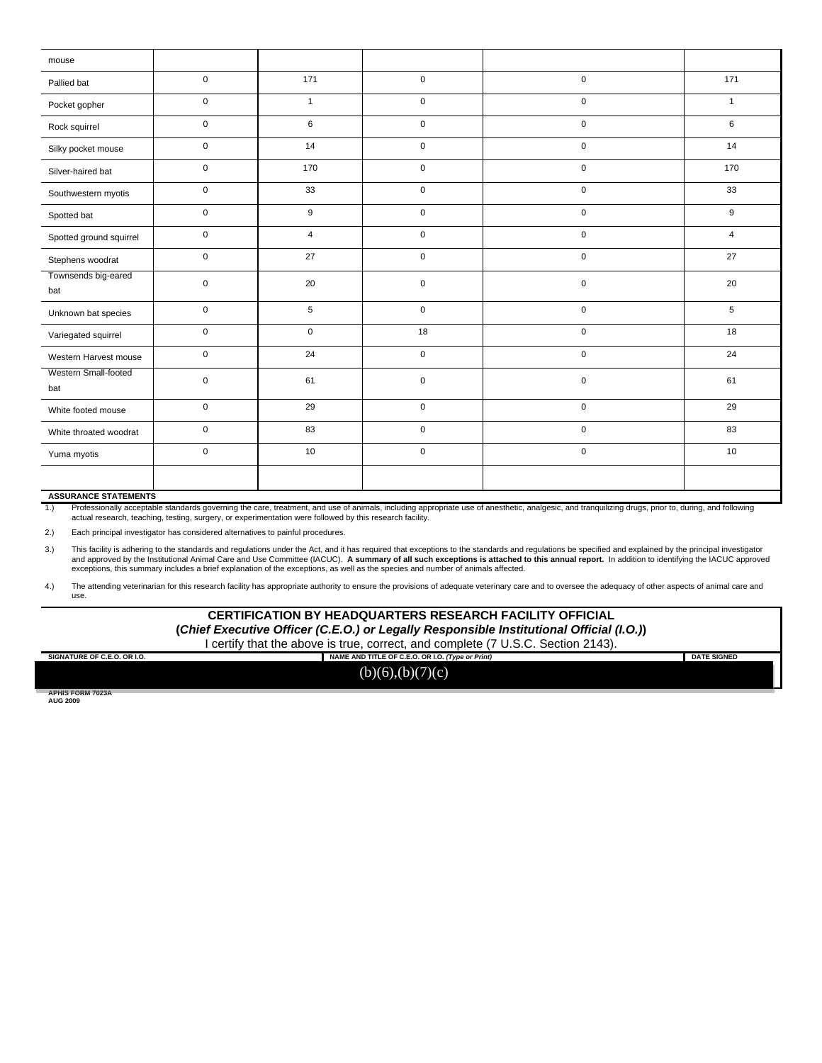| | | | | | |
|---|---|---|---|---|---|
| mouse | | | | | |
| Pallied bat | 0 | 171 | 0 | 0 | 171 |
| Pocket gopher | 0 | 1 | 0 | 0 | 1 |
| Rock squirrel | 0 | 6 | 0 | 0 | 6 |
| Silky pocket mouse | 0 | 14 | 0 | 0 | 14 |
| Silver-haired bat | 0 | 170 | 0 | 0 | 170 |
| Southwestern myotis | 0 | 33 | 0 | 0 | 33 |
| Spotted bat | 0 | 9 | 0 | 0 | 9 |
| Spotted ground squirrel | 0 | 4 | 0 | 0 | 4 |
| Stephens woodrat | 0 | 27 | 0 | 0 | 27 |
| Townsends big-eared bat | 0 | 20 | 0 | 0 | 20 |
| Unknown bat species | 0 | 5 | 0 | 0 | 5 |
| Variegated squirrel | 0 | 0 | 18 | 0 | 18 |
| Western Harvest mouse | 0 | 24 | 0 | 0 | 24 |
| Western Small-footed bat | 0 | 61 | 0 | 0 | 61 |
| White footed mouse | 0 | 29 | 0 | 0 | 29 |
| White throated woodrat | 0 | 83 | 0 | 0 | 83 |
| Yuma myotis | 0 | 10 | 0 | 0 | 10 |
| | | | | | |

**ASSURANCE STATEMENTS**

1.) Professionally acceptable standards governing the care, treatment, and use of animals, including appropriate use of anesthetic, analgesic, and tranquilizing drugs, prior to, during, and following actual research, teaching, testing, surgery, or experimentation were followed by this research facility.

2.) Each principal investigator has considered alternatives to painful procedures.

3.) This facility is adhering to the standards and regulations under the Act, and it has required that exceptions to the standards and regulations be specified and explained by the principal investigator and approved by the Institutional Animal Care and Use Committee (IACUC). **A summary of all such exceptions is attached to this annual report.** In addition to identifying the IACUC approved exceptions, this summary includes a brief explanation of the exceptions, as well as the species and number of animals affected.

4.) The attending veterinarian for this research facility has appropriate authority to ensure the provisions of adequate veterinary care and to oversee the adequacy of other aspects of animal care and use.

**CERTIFICATION BY HEADQUARTERS RESEARCH FACILITY OFFICIAL**
**(*Chief Executive Officer (C.E.O.) or Legally Responsible Institutional Official (I.O.)*)**
I certify that the above is true, correct, and complete (7 U.S.C. Section 2143).

| SIGNATURE OF C.E.O. OR I.O. | NAME AND TITLE OF C.E.O. OR I.O. *(Type or Print)* | DATE SIGNED |
|---|---|---|
| | (b)(6),(b)(7)(c) | |

APHIS FORM 7023A
AUG 2009